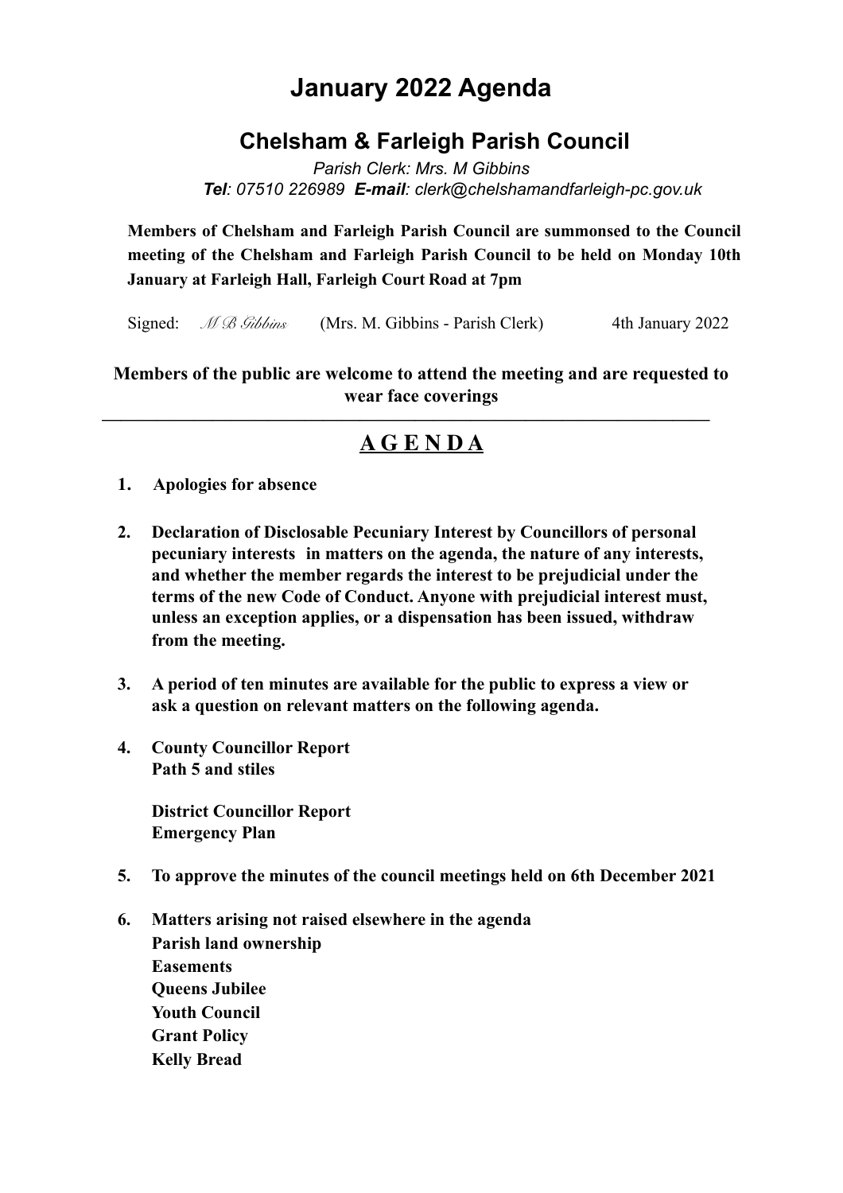# January 2022 Agenda

## Chelsham & Farleigh Parish Council

*Parish Clerk: Mrs. M Gibbins*
***Tel**: 07510 226989 **E-mail**: clerk@chelshamandfarleigh-pc.gov.uk*

**Members of Chelsham and Farleigh Parish Council are summonsed to the Council meeting of the Chelsham and Farleigh Parish Council to be held on Monday 10th January at Farleigh Hall, Farleigh Court Road at 7pm**

Signed: *M B Gibbins* (Mrs. M. Gibbins - Parish Clerk) 4th January 2022

**Members of the public are welcome to attend the meeting and are requested to wear face coverings**

---

## A G E N D A

1. **Apologies for absence**

2. **Declaration of Disclosable Pecuniary Interest by Councillors of personal pecuniary interests in matters on the agenda, the nature of any interests, and whether the member regards the interest to be prejudicial under the terms of the new Code of Conduct. Anyone with prejudicial interest must, unless an exception applies, or a dispensation has been issued, withdraw from the meeting.**

3. **A period of ten minutes are available for the public to express a view or ask a question on relevant matters on the following agenda.**

4. **County Councillor Report**
   **Path 5 and stiles**

   **District Councillor Report**
   **Emergency Plan**

5. **To approve the minutes of the council meetings held on 6th December 2021**

6. **Matters arising not raised elsewhere in the agenda**
   **Parish land ownership**
   **Easements**
   **Queens Jubilee**
   **Youth Council**
   **Grant Policy**
   **Kelly Bread**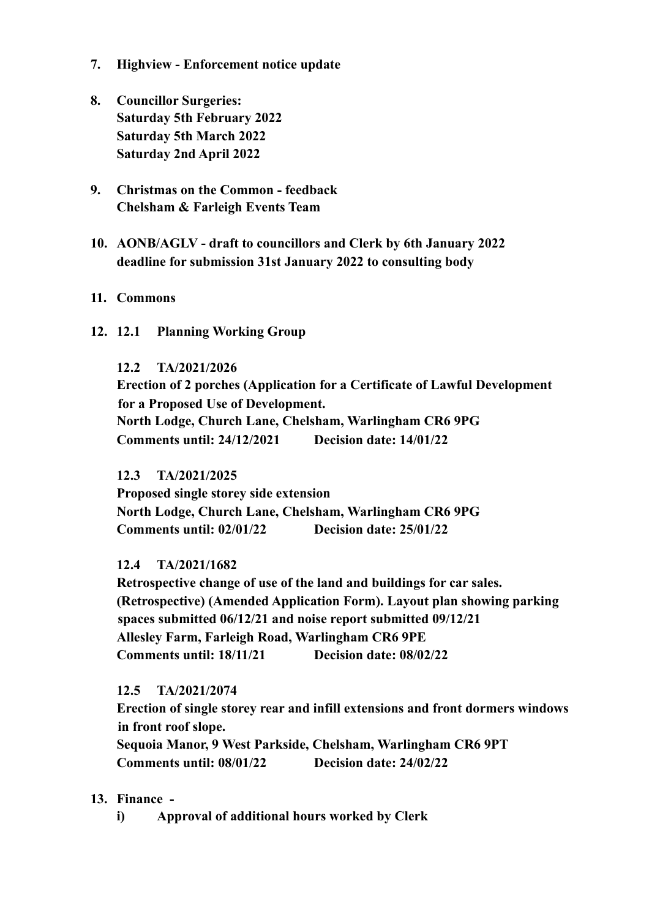7. **Highview - Enforcement notice update**

8. **Councillor Surgeries:**
   **Saturday 5th February 2022**
   **Saturday 5th March 2022**
   **Saturday 2nd April 2022**

9. **Christmas on the Common - feedback**
   **Chelsham & Farleigh Events Team**

10. **AONB/AGLV - draft to councillors and Clerk by 6th January 2022 deadline for submission 31st January 2022 to consulting body**

11. **Commons**

12. **12.1 Planning Working Group**

    **12.2 TA/2021/2026**
    **Erection of 2 porches (Application for a Certificate of Lawful Development for a Proposed Use of Development.**
    **North Lodge, Church Lane, Chelsham, Warlingham CR6 9PG**
    **Comments until: 24/12/2021 Decision date: 14/01/22**

    **12.3 TA/2021/2025**
    **Proposed single storey side extension**
    **North Lodge, Church Lane, Chelsham, Warlingham CR6 9PG**
    **Comments until: 02/01/22 Decision date: 25/01/22**

    **12.4 TA/2021/1682**
    **Retrospective change of use of the land and buildings for car sales. (Retrospective) (Amended Application Form). Layout plan showing parking spaces submitted 06/12/21 and noise report submitted 09/12/21**
    **Allesley Farm, Farleigh Road, Warlingham CR6 9PE**
    **Comments until: 18/11/21 Decision date: 08/02/22**

    **12.5 TA/2021/2074**
    **Erection of single storey rear and infill extensions and front dormers windows in front roof slope.**
    **Sequoia Manor, 9 West Parkside, Chelsham, Warlingham CR6 9PT**
    **Comments until: 08/01/22 Decision date: 24/02/22**

13. **Finance -**
    **i) Approval of additional hours worked by Clerk**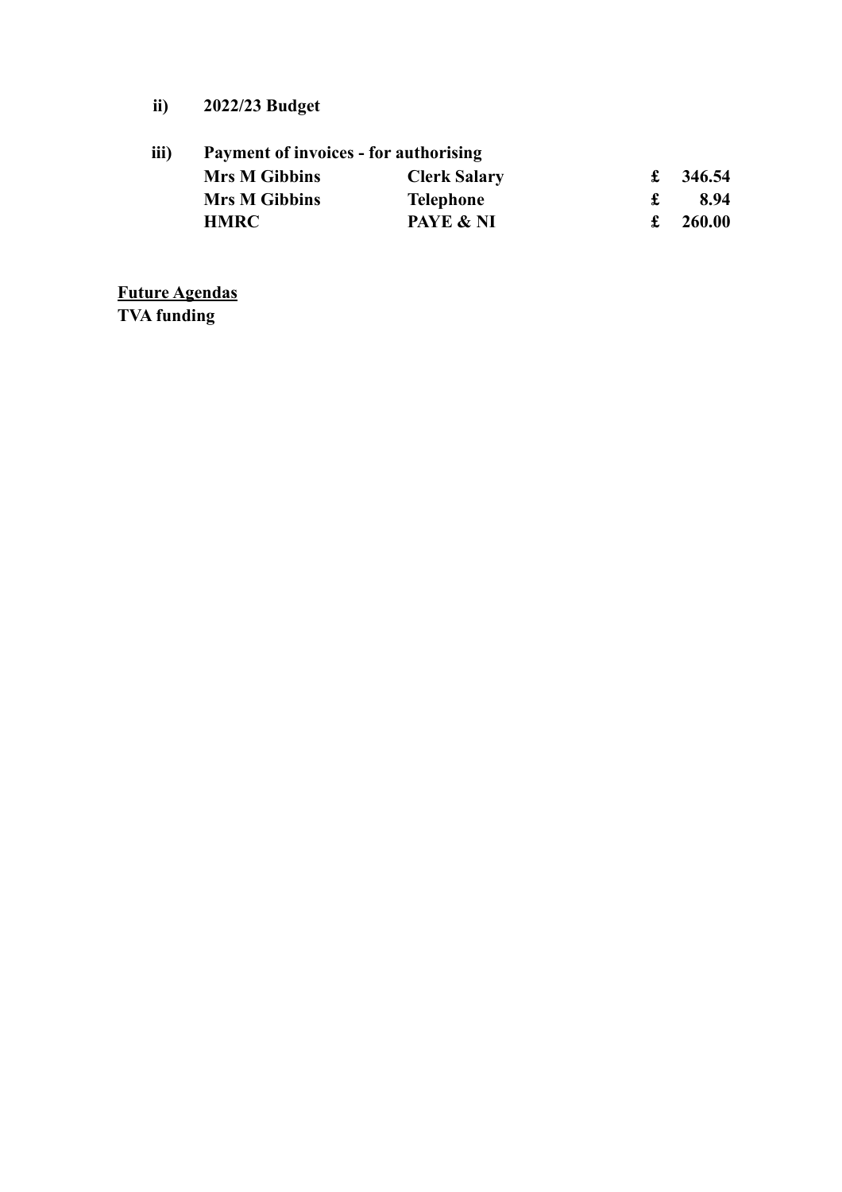**ii) 2022/23 Budget**

**iii) Payment of invoices - for authorising**

| | | | |
|---|---|---|---|
| **Mrs M Gibbins** | **Clerk Salary** | **£** | **346.54** |
| **Mrs M Gibbins** | **Telephone** | **£** | **8.94** |
| **HMRC** | **PAYE & NI** | **£** | **260.00** |

**<u>Future Agendas</u>**

**TVA funding**